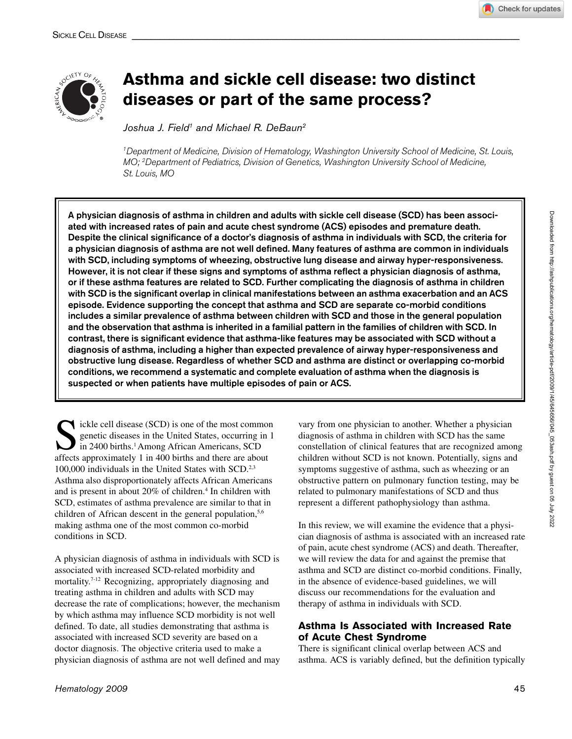# Asthma and sickle cell disease: two distinct diseases or part of the same process?

*Joshua J. Field[1] and Michael R. DeBaun[2]*

*[1]Department of Medicine, Division of Hematology, Washington University School of Medicine, St. Louis, MO; [2]Department of Pediatrics, Division of Genetics, Washington University School of Medicine, St. Louis, MO*

**A physician diagnosis of asthma in children and adults with sickle cell disease (SCD) has been associated with increased rates of pain and acute chest syndrome (ACS) episodes and premature death. Despite the clinical significance of a doctor's diagnosis of asthma in individuals with SCD, the criteria for a physician diagnosis of asthma are not well defined. Many features of asthma are common in individuals with SCD, including symptoms of wheezing, obstructive lung disease and airway hyper-responsiveness. However, it is not clear if these signs and symptoms of asthma reflect a physician diagnosis of asthma, or if these asthma features are related to SCD. Further complicating the diagnosis of asthma in children with SCD is the significant overlap in clinical manifestations between an asthma exacerbation and an ACS episode. Evidence supporting the concept that asthma and SCD are separate co-morbid conditions includes a similar prevalence of asthma between children with SCD and those in the general population and the observation that asthma is inherited in a familial pattern in the families of children with SCD. In contrast, there is significant evidence that asthma-like features may be associated with SCD without a diagnosis of asthma, including a higher than expected prevalence of airway hyper-responsiveness and obstructive lung disease. Regardless of whether SCD and asthma are distinct or overlapping co-morbid conditions, we recommend a systematic and complete evaluation of asthma when the diagnosis is suspected or when patients have multiple episodes of pain or ACS.**

Sickle cell disease (SCD) is one of the most common genetic diseases in the United States, occurring in 1 in 2400 births.[1] Among African Americans, SCD affects approximately 1 in 400 births and there are about 100,000 individuals in the United States with SCD.[2,3] Asthma also disproportionately affects African Americans and is present in about 20% of children.[4] In children with SCD, estimates of asthma prevalence are similar to that in children of African descent in the general population,[5,6] making asthma one of the most common co-morbid conditions in SCD.

A physician diagnosis of asthma in individuals with SCD is associated with increased SCD-related morbidity and mortality.[7-12] Recognizing, appropriately diagnosing and treating asthma in children and adults with SCD may decrease the rate of complications; however, the mechanism by which asthma may influence SCD morbidity is not well defined. To date, all studies demonstrating that asthma is associated with increased SCD severity are based on a doctor diagnosis. The objective criteria used to make a physician diagnosis of asthma are not well defined and may vary from one physician to another. Whether a physician diagnosis of asthma in children with SCD has the same constellation of clinical features that are recognized among children without SCD is not known. Potentially, signs and symptoms suggestive of asthma, such as wheezing or an obstructive pattern on pulmonary function testing, may be related to pulmonary manifestations of SCD and thus represent a different pathophysiology than asthma.

In this review, we will examine the evidence that a physician diagnosis of asthma is associated with an increased rate of pain, acute chest syndrome (ACS) and death. Thereafter, we will review the data for and against the premise that asthma and SCD are distinct co-morbid conditions. Finally, in the absence of evidence-based guidelines, we will discuss our recommendations for the evaluation and therapy of asthma in individuals with SCD.

## Asthma Is Associated with Increased Rate of Acute Chest Syndrome

There is significant clinical overlap between ACS and asthma. ACS is variably defined, but the definition typically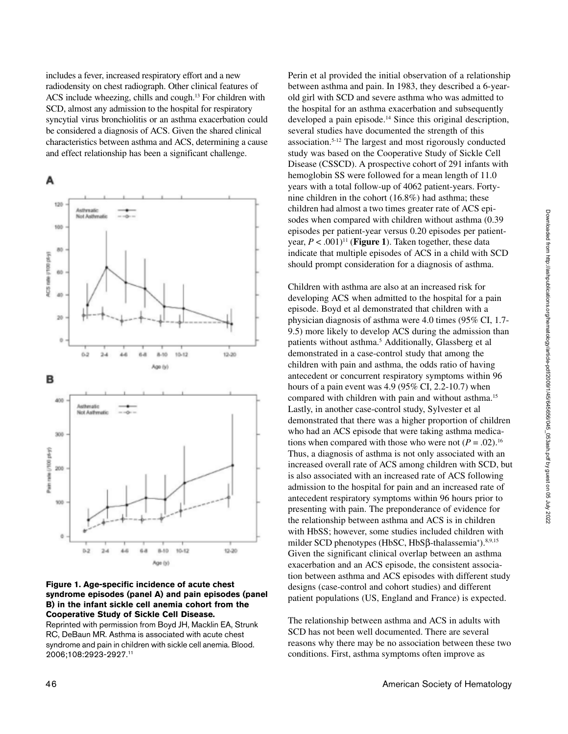includes a fever, increased respiratory effort and a new radiodensity on chest radiograph. Other clinical features of ACS include wheezing, chills and cough.[13] For children with SCD, almost any admission to the hospital for respiratory syncytial virus bronchiolitis or an asthma exacerbation could be considered a diagnosis of ACS. Given the shared clinical characteristics between asthma and ACS, determining a cause and effect relationship has been a significant challenge.

**Figure 1. Age-specific incidence of acute chest syndrome episodes (panel A) and pain episodes (panel B) in the infant sickle cell anemia cohort from the Cooperative Study of Sickle Cell Disease.**
Reprinted with permission from Boyd JH, Macklin EA, Strunk RC, DeBaun MR. Asthma is associated with acute chest syndrome and pain in children with sickle cell anemia. Blood. 2006;108:2923-2927.[11]

Perin et al provided the initial observation of a relationship between asthma and pain. In 1983, they described a 6-year-old girl with SCD and severe asthma who was admitted to the hospital for an asthma exacerbation and subsequently developed a pain episode.[14] Since this original description, several studies have documented the strength of this association.[5-12] The largest and most rigorously conducted study was based on the Cooperative Study of Sickle Cell Disease (CSSCD). A prospective cohort of 291 infants with hemoglobin SS were followed for a mean length of 11.0 years with a total follow-up of 4062 patient-years. Forty-nine children in the cohort (16.8%) had asthma; these children had almost a two times greater rate of ACS episodes when compared with children without asthma (0.39 episodes per patient-year versus 0.20 episodes per patient-year, $P < .001$)[11] (**Figure 1**). Taken together, these data indicate that multiple episodes of ACS in a child with SCD should prompt consideration for a diagnosis of asthma.

Children with asthma are also at an increased risk for developing ACS when admitted to the hospital for a pain episode. Boyd et al demonstrated that children with a physician diagnosis of asthma were 4.0 times (95% CI, 1.7-9.5) more likely to develop ACS during the admission than patients without asthma.[5] Additionally, Glassberg et al demonstrated in a case-control study that among the children with pain and asthma, the odds ratio of having antecedent or concurrent respiratory symptoms within 96 hours of a pain event was 4.9 (95% CI, 2.2-10.7) when compared with children with pain and without asthma.[15] Lastly, in another case-control study, Sylvester et al demonstrated that there was a higher proportion of children who had an ACS episode that were taking asthma medications when compared with those who were not ($P = .02$).[16] Thus, a diagnosis of asthma is not only associated with an increased overall rate of ACS among children with SCD, but is also associated with an increased rate of ACS following admission to the hospital for pain and an increased rate of antecedent respiratory symptoms within 96 hours prior to presenting with pain. The preponderance of evidence for the relationship between asthma and ACS is in children with HbSS; however, some studies included children with milder SCD phenotypes (HbSC, HbS$\beta$-thalassemia$^+$).[8,9,15] Given the significant clinical overlap between an asthma exacerbation and an ACS episode, the consistent association between asthma and ACS episodes with different study designs (case-control and cohort studies) and different patient populations (US, England and France) is expected.

The relationship between asthma and ACS in adults with SCD has not been well documented. There are several reasons why there may be no association between these two conditions. First, asthma symptoms often improve as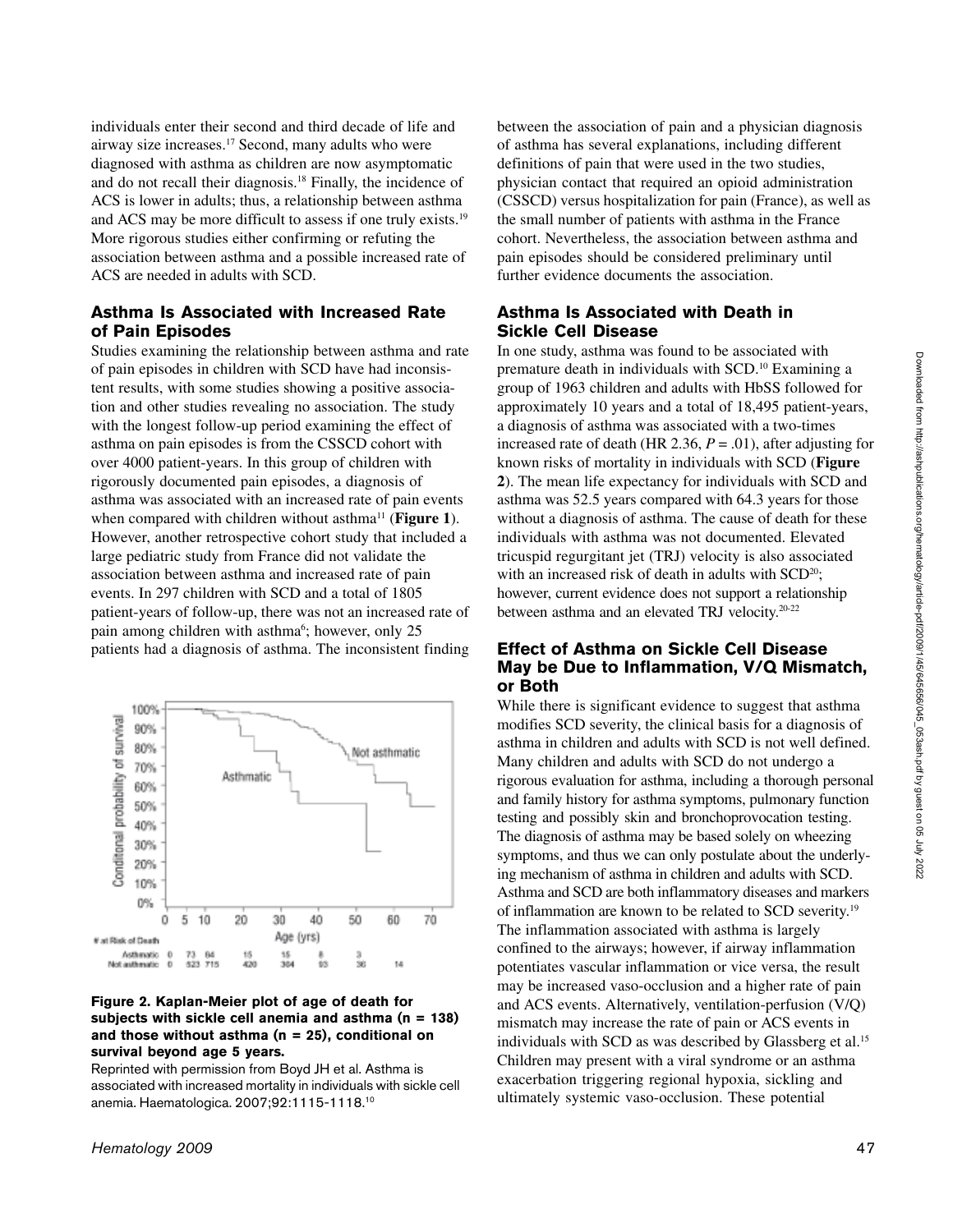individuals enter their second and third decade of life and airway size increases.[17] Second, many adults who were diagnosed with asthma as children are now asymptomatic and do not recall their diagnosis.[18] Finally, the incidence of ACS is lower in adults; thus, a relationship between asthma and ACS may be more difficult to assess if one truly exists.[19] More rigorous studies either confirming or refuting the association between asthma and a possible increased rate of ACS are needed in adults with SCD.

## Asthma Is Associated with Increased Rate of Pain Episodes

Studies examining the relationship between asthma and rate of pain episodes in children with SCD have had inconsistent results, with some studies showing a positive association and other studies revealing no association. The study with the longest follow-up period examining the effect of asthma on pain episodes is from the CSSCD cohort with over 4000 patient-years. In this group of children with rigorously documented pain episodes, a diagnosis of asthma was associated with an increased rate of pain events when compared with children without asthma[11] (**Figure 1**). However, another retrospective cohort study that included a large pediatric study from France did not validate the association between asthma and increased rate of pain events. In 297 children with SCD and a total of 1805 patient-years of follow-up, there was not an increased rate of pain among children with asthma[6]; however, only 25 patients had a diagnosis of asthma. The inconsistent finding between the association of pain and a physician diagnosis of asthma has several explanations, including different definitions of pain that were used in the two studies, physician contact that required an opioid administration (CSSCD) versus hospitalization for pain (France), as well as the small number of patients with asthma in the France cohort. Nevertheless, the association between asthma and pain episodes should be considered preliminary until further evidence documents the association.

**Figure 2. Kaplan-Meier plot of age of death for subjects with sickle cell anemia and asthma (n = 138) and those without asthma (n = 25), conditional on survival beyond age 5 years.**

Reprinted with permission from Boyd JH et al. Asthma is associated with increased mortality in individuals with sickle cell anemia. Haematologica. 2007;92:1115-1118.[10]

## Asthma Is Associated with Death in Sickle Cell Disease

In one study, asthma was found to be associated with premature death in individuals with SCD.[10] Examining a group of 1963 children and adults with HbSS followed for approximately 10 years and a total of 18,495 patient-years, a diagnosis of asthma was associated with a two-times increased rate of death (HR 2.36, $P = .01$), after adjusting for known risks of mortality in individuals with SCD (**Figure 2**). The mean life expectancy for individuals with SCD and asthma was 52.5 years compared with 64.3 years for those without a diagnosis of asthma. The cause of death for these individuals with asthma was not documented. Elevated tricuspid regurgitant jet (TRJ) velocity is also associated with an increased risk of death in adults with SCD[20]; however, current evidence does not support a relationship between asthma and an elevated TRJ velocity.[20-22]

## Effect of Asthma on Sickle Cell Disease May be Due to Inflammation, V/Q Mismatch, or Both

While there is significant evidence to suggest that asthma modifies SCD severity, the clinical basis for a diagnosis of asthma in children and adults with SCD is not well defined. Many children and adults with SCD do not undergo a rigorous evaluation for asthma, including a thorough personal and family history for asthma symptoms, pulmonary function testing and possibly skin and bronchoprovocation testing. The diagnosis of asthma may be based solely on wheezing symptoms, and thus we can only postulate about the underlying mechanism of asthma in children and adults with SCD. Asthma and SCD are both inflammatory diseases and markers of inflammation are known to be related to SCD severity.[19] The inflammation associated with asthma is largely confined to the airways; however, if airway inflammation potentiates vascular inflammation or vice versa, the result may be increased vaso-occlusion and a higher rate of pain and ACS events. Alternatively, ventilation-perfusion (V/Q) mismatch may increase the rate of pain or ACS events in individuals with SCD as was described by Glassberg et al.[15] Children may present with a viral syndrome or an asthma exacerbation triggering regional hypoxia, sickling and ultimately systemic vaso-occlusion. These potential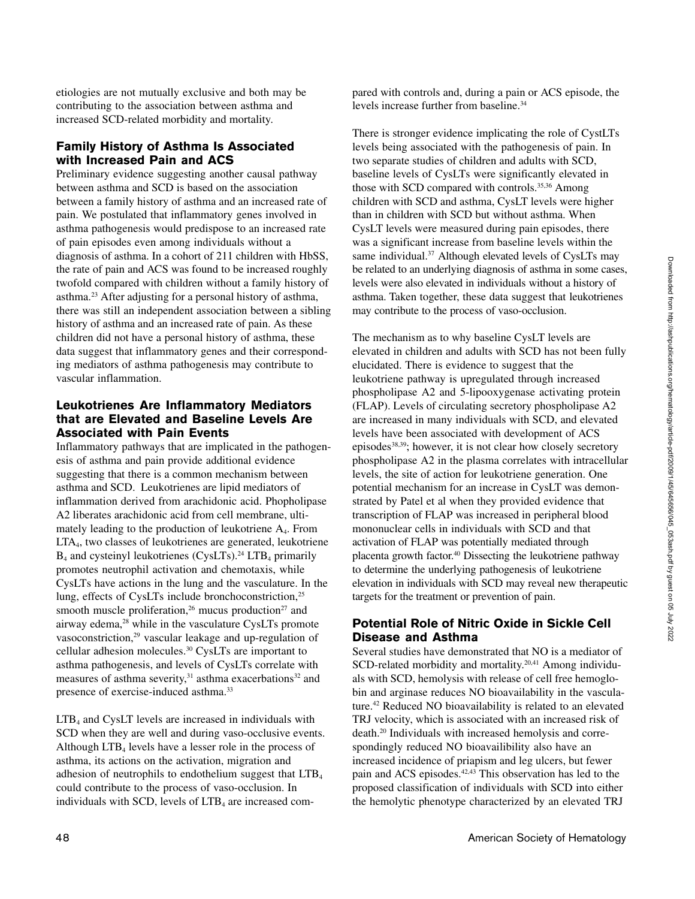etiologies are not mutually exclusive and both may be contributing to the association between asthma and increased SCD-related morbidity and mortality.

## Family History of Asthma Is Associated with Increased Pain and ACS

Preliminary evidence suggesting another causal pathway between asthma and SCD is based on the association between a family history of asthma and an increased rate of pain. We postulated that inflammatory genes involved in asthma pathogenesis would predispose to an increased rate of pain episodes even among individuals without a diagnosis of asthma. In a cohort of 211 children with HbSS, the rate of pain and ACS was found to be increased roughly twofold compared with children without a family history of asthma.[23] After adjusting for a personal history of asthma, there was still an independent association between a sibling history of asthma and an increased rate of pain. As these children did not have a personal history of asthma, these data suggest that inflammatory genes and their corresponding mediators of asthma pathogenesis may contribute to vascular inflammation.

## Leukotrienes Are Inflammatory Mediators that are Elevated and Baseline Levels Are Associated with Pain Events

Inflammatory pathways that are implicated in the pathogenesis of asthma and pain provide additional evidence suggesting that there is a common mechanism between asthma and SCD. Leukotrienes are lipid mediators of inflammation derived from arachidonic acid. Phopholipase A2 liberates arachidonic acid from cell membrane, ultimately leading to the production of leukotriene $A_4$. From $LTA_4$, two classes of leukotrienes are generated, leukotriene $B_4$ and cysteinyl leukotrienes (CysLTs).[24] $LTB_4$ primarily promotes neutrophil activation and chemotaxis, while CysLTs have actions in the lung and the vasculature. In the lung, effects of CysLTs include bronchoconstriction,[25] smooth muscle proliferation,[26] mucus production[27] and airway edema,[28] while in the vasculature CysLTs promote vasoconstriction,[29] vascular leakage and up-regulation of cellular adhesion molecules.[30] CysLTs are important to asthma pathogenesis, and levels of CysLTs correlate with measures of asthma severity,[31] asthma exacerbations[32] and presence of exercise-induced asthma.[33]

$LTB_4$ and CysLT levels are increased in individuals with SCD when they are well and during vaso-occlusive events. Although $LTB_4$ levels have a lesser role in the process of asthma, its actions on the activation, migration and adhesion of neutrophils to endothelium suggest that $LTB_4$ could contribute to the process of vaso-occlusion. In individuals with SCD, levels of $LTB_4$ are increased compared with controls and, during a pain or ACS episode, the levels increase further from baseline.[34]

There is stronger evidence implicating the role of CystLTs levels being associated with the pathogenesis of pain. In two separate studies of children and adults with SCD, baseline levels of CysLTs were significantly elevated in those with SCD compared with controls.[35,36] Among children with SCD and asthma, CysLT levels were higher than in children with SCD but without asthma. When CysLT levels were measured during pain episodes, there was a significant increase from baseline levels within the same individual.[37] Although elevated levels of CysLTs may be related to an underlying diagnosis of asthma in some cases, levels were also elevated in individuals without a history of asthma. Taken together, these data suggest that leukotrienes may contribute to the process of vaso-occlusion.

The mechanism as to why baseline CysLT levels are elevated in children and adults with SCD has not been fully elucidated. There is evidence to suggest that the leukotriene pathway is upregulated through increased phospholipase A2 and 5-lipooxygenase activating protein (FLAP). Levels of circulating secretory phospholipase A2 are increased in many individuals with SCD, and elevated levels have been associated with development of ACS episodes[38,39]; however, it is not clear how closely secretory phospholipase A2 in the plasma correlates with intracellular levels, the site of action for leukotriene generation. One potential mechanism for an increase in CysLT was demonstrated by Patel et al when they provided evidence that transcription of FLAP was increased in peripheral blood mononuclear cells in individuals with SCD and that activation of FLAP was potentially mediated through placenta growth factor.[40] Dissecting the leukotriene pathway to determine the underlying pathogenesis of leukotriene elevation in individuals with SCD may reveal new therapeutic targets for the treatment or prevention of pain.

## Potential Role of Nitric Oxide in Sickle Cell Disease and Asthma

Several studies have demonstrated that NO is a mediator of SCD-related morbidity and mortality.[20,41] Among individuals with SCD, hemolysis with release of cell free hemoglobin and arginase reduces NO bioavailability in the vasculature.[42] Reduced NO bioavailability is related to an elevated TRJ velocity, which is associated with an increased risk of death.[20] Individuals with increased hemolysis and correspondingly reduced NO bioavailibility also have an increased incidence of priapism and leg ulcers, but fewer pain and ACS episodes.[42,43] This observation has led to the proposed classification of individuals with SCD into either the hemolytic phenotype characterized by an elevated TRJ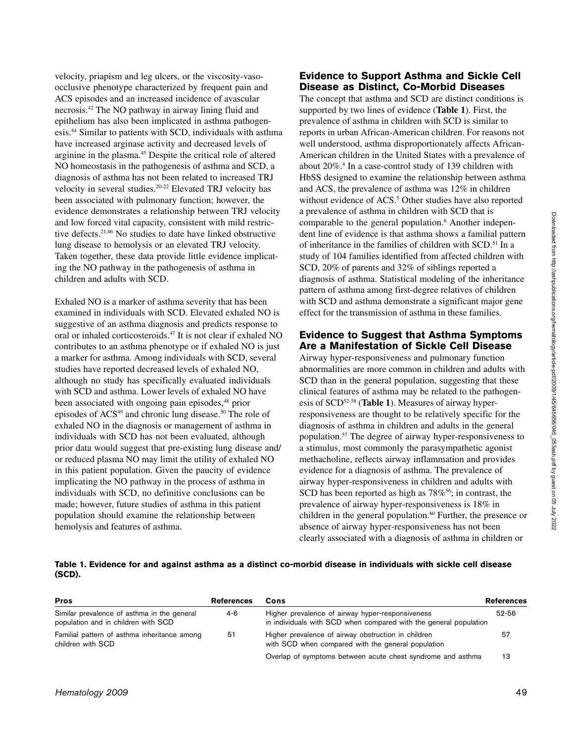velocity, priapism and leg ulcers, or the viscosity-vaso-occlusive phenotype characterized by frequent pain and ACS episodes and an increased incidence of avascular necrosis.[42] The NO pathway in airway lining fluid and epithelium has also been implicated in asthma pathogenesis.[44] Similar to patients with SCD, individuals with asthma have increased arginase activity and decreased levels of arginine in the plasma.[45] Despite the critical role of altered NO homeostasis in the pathogenesis of asthma and SCD, a diagnosis of asthma has not been related to increased TRJ velocity in several studies.[20-22] Elevated TRJ velocity has been associated with pulmonary function; however, the evidence demonstrates a relationship between TRJ velocity and low forced vital capacity, consistent with mild restrictive defects.[21,46] No studies to date have linked obstructive lung disease to hemolysis or an elevated TRJ velocity. Taken together, these data provide little evidence implicating the NO pathway in the pathogenesis of asthma in children and adults with SCD.

Exhaled NO is a marker of asthma severity that has been examined in individuals with SCD. Elevated exhaled NO is suggestive of an asthma diagnosis and predicts response to oral or inhaled corticosteroids.[47] It is not clear if exhaled NO contributes to an asthma phenotype or if exhaled NO is just a marker for asthma. Among individuals with SCD, several studies have reported decreased levels of exhaled NO, although no study has specifically evaluated individuals with SCD and asthma. Lower levels of exhaled NO have been associated with ongoing pain episodes,[48] prior episodes of ACS[49] and chronic lung disease.[50] The role of exhaled NO in the diagnosis or management of asthma in individuals with SCD has not been evaluated, although prior data would suggest that pre-existing lung disease and/or reduced plasma NO may limit the utility of exhaled NO in this patient population. Given the paucity of evidence implicating the NO pathway in the process of asthma in individuals with SCD, no definitive conclusions can be made; however, future studies of asthma in this patient population should examine the relationship between hemolysis and features of asthma.

## Evidence to Support Asthma and Sickle Cell Disease as Distinct, Co-Morbid Diseases

The concept that asthma and SCD are distinct conditions is supported by two lines of evidence (**Table 1**). First, the prevalence of asthma in children with SCD is similar to reports in urban African-American children. For reasons not well understood, asthma disproportionately affects African-American children in the United States with a prevalence of about 20%.[4] In a case-control study of 139 children with HbSS designed to examine the relationship between asthma and ACS, the prevalence of asthma was 12% in children without evidence of ACS.[5] Other studies have also reported a prevalence of asthma in children with SCD that is comparable to the general population.[6] Another independent line of evidence is that asthma shows a familial pattern of inheritance in the families of children with SCD.[51] In a study of 104 families identified from affected children with SCD, 20% of parents and 32% of siblings reported a diagnosis of asthma. Statistical modeling of the inheritance pattern of asthma among first-degree relatives of children with SCD and asthma demonstrate a significant major gene effect for the transmission of asthma in these families.

## Evidence to Suggest that Asthma Symptoms Are a Manifestation of Sickle Cell Disease

Airway hyper-responsiveness and pulmonary function abnormalities are more common in children and adults with SCD than in the general population, suggesting that these clinical features of asthma may be related to the pathogenesis of SCD[52-58] (**Table 1**). Measures of airway hyper-responsiveness are thought to be relatively specific for the diagnosis of asthma in children and adults in the general population.[57] The degree of airway hyper-responsiveness to a stimulus, most commonly the parasympathetic agonist methacholine, reflects airway inflammation and provides evidence for a diagnosis of asthma. The prevalence of airway hyper-responsiveness in children and adults with SCD has been reported as high as 78%[56]; in contrast, the prevalence of airway hyper-responsiveness is 18% in children in the general population.[60] Further, the presence or absence of airway hyper-responsiveness has not been clearly associated with a diagnosis of asthma in children or

**Table 1. Evidence for and against asthma as a distinct co-morbid disease in individuals with sickle cell disease (SCD).**

| Pros | References | Cons | References |
|---|---|---|---|
| Similar prevalence of asthma in the general population and in children with SCD | 4-6 | Higher prevalence of airway hyper-responsiveness in individuals with SCD when compared with the general population | 52-56 |
| Familial pattern of asthma inheritance among children with SCD | 51 | Higher prevalence of airway obstruction in children with SCD when compared with the general population | 57 |
| | | Overlap of symptoms between acute chest syndrome and asthma | 13 |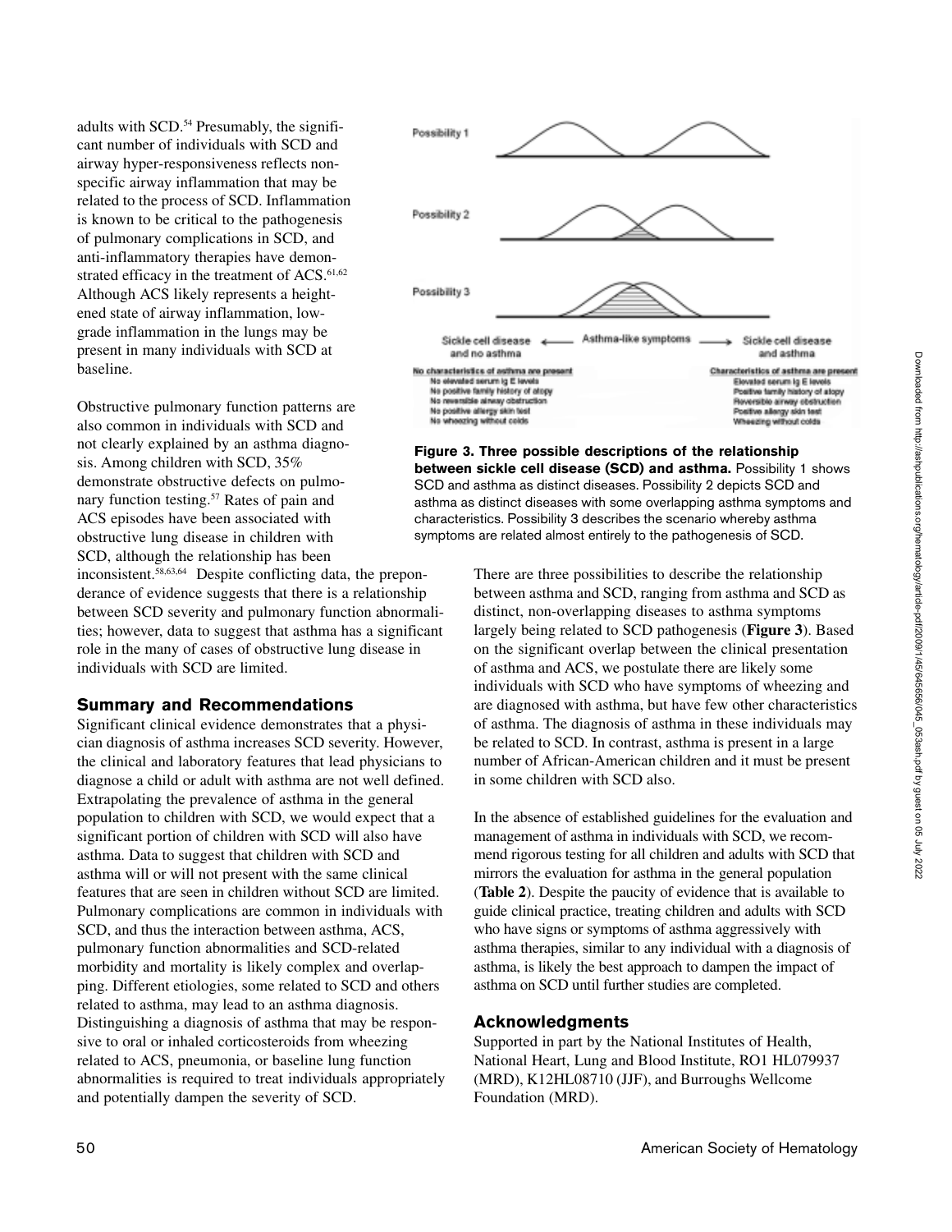adults with SCD.[54] Presumably, the significant number of individuals with SCD and airway hyper-responsiveness reflects nonspecific airway inflammation that may be related to the process of SCD. Inflammation is known to be critical to the pathogenesis of pulmonary complications in SCD, and anti-inflammatory therapies have demonstrated efficacy in the treatment of ACS.[61,62] Although ACS likely represents a heightened state of airway inflammation, low-grade inflammation in the lungs may be present in many individuals with SCD at baseline.

Obstructive pulmonary function patterns are also common in individuals with SCD and not clearly explained by an asthma diagnosis. Among children with SCD, 35% demonstrate obstructive defects on pulmonary function testing.[57] Rates of pain and ACS episodes have been associated with obstructive lung disease in children with SCD, although the relationship has been inconsistent.[58,63,64] Despite conflicting data, the preponderance of evidence suggests that there is a relationship between SCD severity and pulmonary function abnormalities; however, data to suggest that asthma has a significant role in the many of cases of obstructive lung disease in individuals with SCD are limited.

## Summary and Recommendations

Significant clinical evidence demonstrates that a physician diagnosis of asthma increases SCD severity. However, the clinical and laboratory features that lead physicians to diagnose a child or adult with asthma are not well defined. Extrapolating the prevalence of asthma in the general population to children with SCD, we would expect that a significant portion of children with SCD will also have asthma. Data to suggest that children with SCD and asthma will or will not present with the same clinical features that are seen in children without SCD are limited. Pulmonary complications are common in individuals with SCD, and thus the interaction between asthma, ACS, pulmonary function abnormalities and SCD-related morbidity and mortality is likely complex and overlapping. Different etiologies, some related to SCD and others related to asthma, may lead to an asthma diagnosis. Distinguishing a diagnosis of asthma that may be responsive to oral or inhaled corticosteroids from wheezing related to ACS, pneumonia, or baseline lung function abnormalities is required to treat individuals appropriately and potentially dampen the severity of SCD.

**Figure 3. Three possible descriptions of the relationship between sickle cell disease (SCD) and asthma.** Possibility 1 shows SCD and asthma as distinct diseases. Possibility 2 depicts SCD and asthma as distinct diseases with some overlapping asthma symptoms and characteristics. Possibility 3 describes the scenario whereby asthma symptoms are related almost entirely to the pathogenesis of SCD.

There are three possibilities to describe the relationship between asthma and SCD, ranging from asthma and SCD as distinct, non-overlapping diseases to asthma symptoms largely being related to SCD pathogenesis (**Figure 3**). Based on the significant overlap between the clinical presentation of asthma and ACS, we postulate there are likely some individuals with SCD who have symptoms of wheezing and are diagnosed with asthma, but have few other characteristics of asthma. The diagnosis of asthma in these individuals may be related to SCD. In contrast, asthma is present in a large number of African-American children and it must be present in some children with SCD also.

In the absence of established guidelines for the evaluation and management of asthma in individuals with SCD, we recommend rigorous testing for all children and adults with SCD that mirrors the evaluation for asthma in the general population (**Table 2**). Despite the paucity of evidence that is available to guide clinical practice, treating children and adults with SCD who have signs or symptoms of asthma aggressively with asthma therapies, similar to any individual with a diagnosis of asthma, is likely the best approach to dampen the impact of asthma on SCD until further studies are completed.

## Acknowledgments

Supported in part by the National Institutes of Health, National Heart, Lung and Blood Institute, RO1 HL079937 (MRD), K12HL08710 (JJF), and Burroughs Wellcome Foundation (MRD).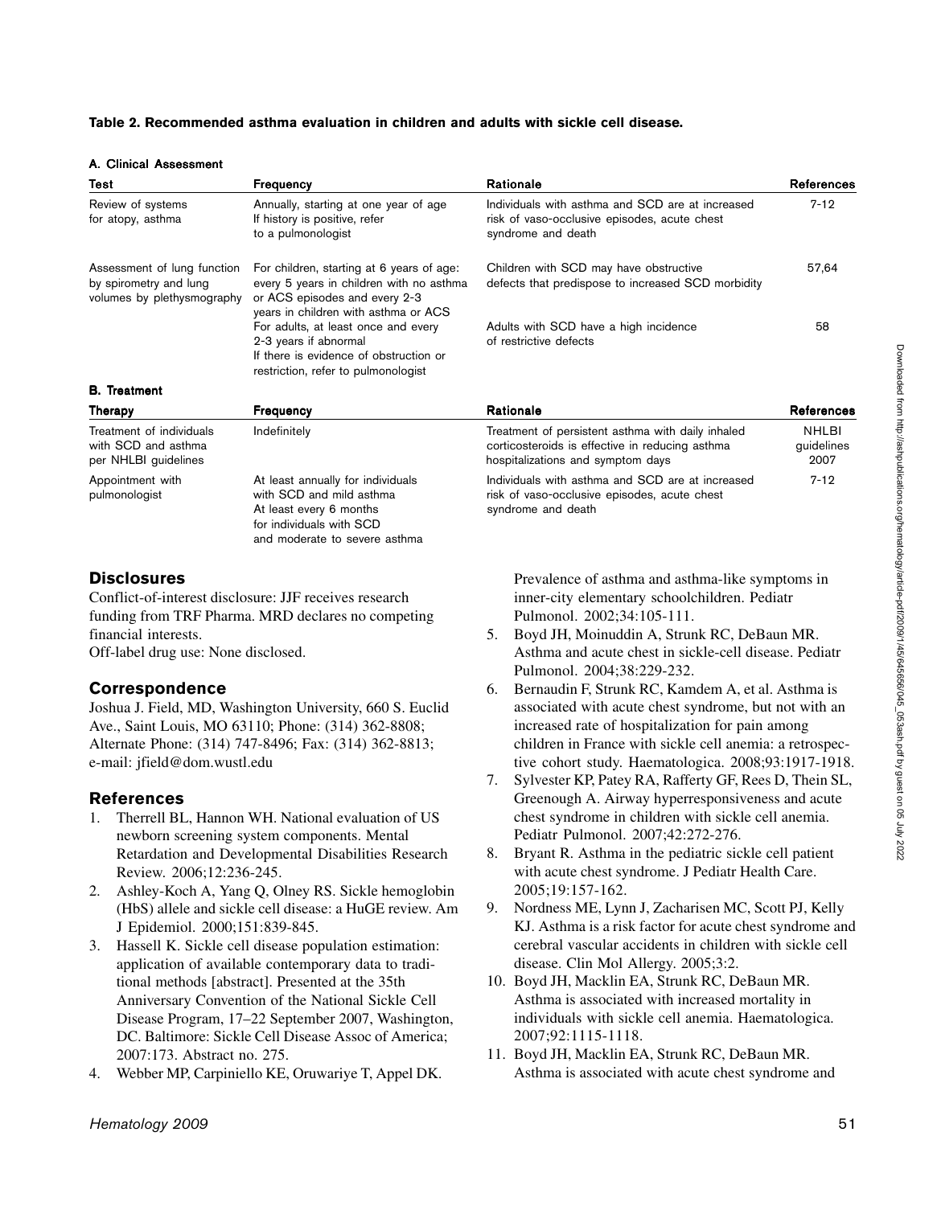**Table 2. Recommended asthma evaluation in children and adults with sickle cell disease.**

**A. Clinical Assessment**

| Test | Frequency | Rationale | References |
|---|---|---|---|
| Review of systems for atopy, asthma | Annually, starting at one year of age If history is positive, refer to a pulmonologist | Individuals with asthma and SCD are at increased risk of vaso-occlusive episodes, acute chest syndrome and death | 7-12 |
| Assessment of lung function by spirometry and lung volumes by plethysmography | For children, starting at 6 years of age: every 5 years in children with no asthma or ACS episodes and every 2-3 years in children with asthma or ACS | Children with SCD may have obstructive defects that predispose to increased SCD morbidity | 57,64 |
| | For adults, at least once and every 2-3 years if abnormal If there is evidence of obstruction or restriction, refer to pulmonologist | Adults with SCD have a high incidence of restrictive defects | 58 |

**B. Treatment**

| Therapy | Frequency | Rationale | References |
|---|---|---|---|
| Treatment of individuals with SCD and asthma per NHLBI guidelines | Indefinitely | Treatment of persistent asthma with daily inhaled corticosteroids is effective in reducing asthma hospitalizations and symptom days | NHLBI guidelines 2007 |
| Appointment with pulmonologist | At least annually for individuals with SCD and mild asthma At least every 6 months for individuals with SCD and moderate to severe asthma | Individuals with asthma and SCD are at increased risk of vaso-occlusive episodes, acute chest syndrome and death | 7-12 |

## Disclosures

Conflict-of-interest disclosure: JJF receives research funding from TRF Pharma. MRD declares no competing financial interests.
Off-label drug use: None disclosed.

## Correspondence

Joshua J. Field, MD, Washington University, 660 S. Euclid Ave., Saint Louis, MO 63110; Phone: (314) 362-8808; Alternate Phone: (314) 747-8496; Fax: (314) 362-8813; e-mail: jfield@dom.wustl.edu

## References

1. Therrell BL, Hannon WH. National evaluation of US newborn screening system components. Mental Retardation and Developmental Disabilities Research Review. 2006;12:236-245.
2. Ashley-Koch A, Yang Q, Olney RS. Sickle hemoglobin (HbS) allele and sickle cell disease: a HuGE review. Am J Epidemiol. 2000;151:839-845.
3. Hassell K. Sickle cell disease population estimation: application of available contemporary data to traditional methods [abstract]. Presented at the 35th Anniversary Convention of the National Sickle Cell Disease Program, 17–22 September 2007, Washington, DC. Baltimore: Sickle Cell Disease Assoc of America; 2007:173. Abstract no. 275.
4. Webber MP, Carpiniello KE, Oruwariye T, Appel DK. Prevalence of asthma and asthma-like symptoms in inner-city elementary schoolchildren. Pediatr Pulmonol. 2002;34:105-111.
5. Boyd JH, Moinuddin A, Strunk RC, DeBaun MR. Asthma and acute chest in sickle-cell disease. Pediatr Pulmonol. 2004;38:229-232.
6. Bernaudin F, Strunk RC, Kamdem A, et al. Asthma is associated with acute chest syndrome, but not with an increased rate of hospitalization for pain among children in France with sickle cell anemia: a retrospective cohort study. Haematologica. 2008;93:1917-1918.
7. Sylvester KP, Patey RA, Rafferty GF, Rees D, Thein SL, Greenough A. Airway hyperresponsiveness and acute chest syndrome in children with sickle cell anemia. Pediatr Pulmonol. 2007;42:272-276.
8. Bryant R. Asthma in the pediatric sickle cell patient with acute chest syndrome. J Pediatr Health Care. 2005;19:157-162.
9. Nordness ME, Lynn J, Zacharisen MC, Scott PJ, Kelly KJ. Asthma is a risk factor for acute chest syndrome and cerebral vascular accidents in children with sickle cell disease. Clin Mol Allergy. 2005;3:2.
10. Boyd JH, Macklin EA, Strunk RC, DeBaun MR. Asthma is associated with increased mortality in individuals with sickle cell anemia. Haematologica. 2007;92:1115-1118.
11. Boyd JH, Macklin EA, Strunk RC, DeBaun MR. Asthma is associated with acute chest syndrome and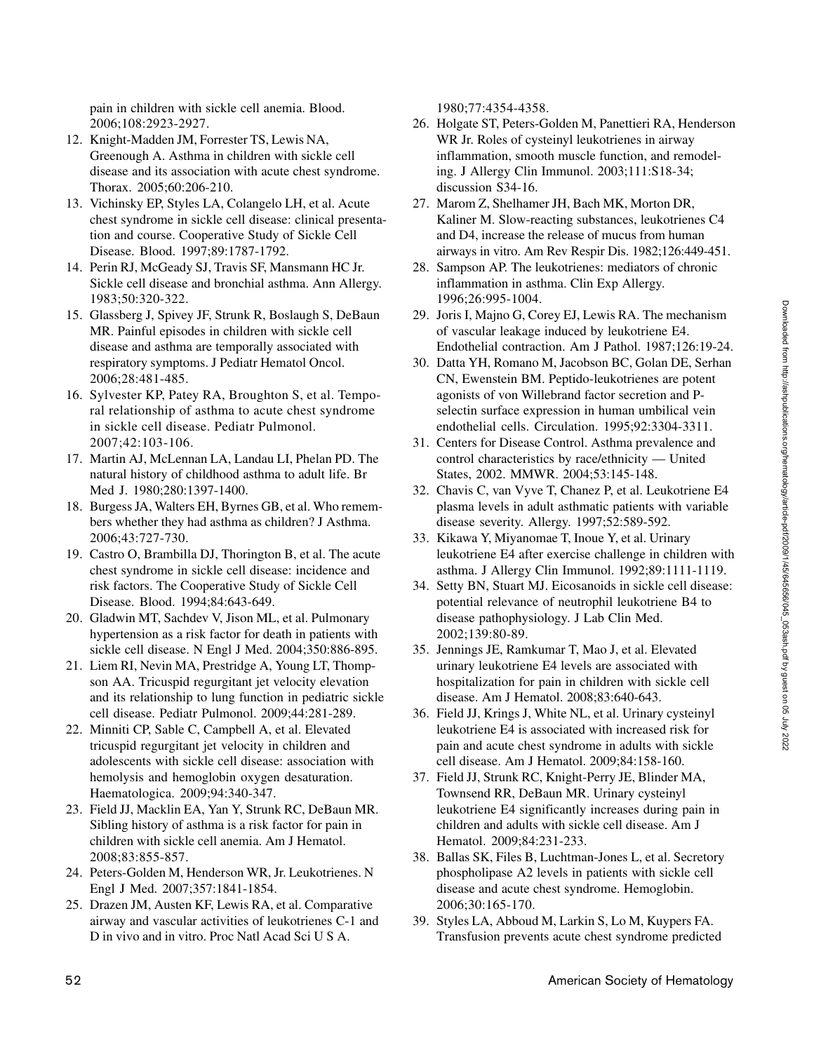pain in children with sickle cell anemia. Blood. 2006;108:2923-2927.

12. Knight-Madden JM, Forrester TS, Lewis NA, Greenough A. Asthma in children with sickle cell disease and its association with acute chest syndrome. Thorax. 2005;60:206-210.
13. Vichinsky EP, Styles LA, Colangelo LH, et al. Acute chest syndrome in sickle cell disease: clinical presentation and course. Cooperative Study of Sickle Cell Disease. Blood. 1997;89:1787-1792.
14. Perin RJ, McGeady SJ, Travis SF, Mansmann HC Jr. Sickle cell disease and bronchial asthma. Ann Allergy. 1983;50:320-322.
15. Glassberg J, Spivey JF, Strunk R, Boslaugh S, DeBaun MR. Painful episodes in children with sickle cell disease and asthma are temporally associated with respiratory symptoms. J Pediatr Hematol Oncol. 2006;28:481-485.
16. Sylvester KP, Patey RA, Broughton S, et al. Temporal relationship of asthma to acute chest syndrome in sickle cell disease. Pediatr Pulmonol. 2007;42:103-106.
17. Martin AJ, McLennan LA, Landau LI, Phelan PD. The natural history of childhood asthma to adult life. Br Med J. 1980;280:1397-1400.
18. Burgess JA, Walters EH, Byrnes GB, et al. Who remembers whether they had asthma as children? J Asthma. 2006;43:727-730.
19. Castro O, Brambilla DJ, Thorington B, et al. The acute chest syndrome in sickle cell disease: incidence and risk factors. The Cooperative Study of Sickle Cell Disease. Blood. 1994;84:643-649.
20. Gladwin MT, Sachdev V, Jison ML, et al. Pulmonary hypertension as a risk factor for death in patients with sickle cell disease. N Engl J Med. 2004;350:886-895.
21. Liem RI, Nevin MA, Prestridge A, Young LT, Thompson AA. Tricuspid regurgitant jet velocity elevation and its relationship to lung function in pediatric sickle cell disease. Pediatr Pulmonol. 2009;44:281-289.
22. Minniti CP, Sable C, Campbell A, et al. Elevated tricuspid regurgitant jet velocity in children and adolescents with sickle cell disease: association with hemolysis and hemoglobin oxygen desaturation. Haematologica. 2009;94:340-347.
23. Field JJ, Macklin EA, Yan Y, Strunk RC, DeBaun MR. Sibling history of asthma is a risk factor for pain in children with sickle cell anemia. Am J Hematol. 2008;83:855-857.
24. Peters-Golden M, Henderson WR, Jr. Leukotrienes. N Engl J Med. 2007;357:1841-1854.
25. Drazen JM, Austen KF, Lewis RA, et al. Comparative airway and vascular activities of leukotrienes C-1 and D in vivo and in vitro. Proc Natl Acad Sci U S A. 1980;77:4354-4358.
26. Holgate ST, Peters-Golden M, Panettieri RA, Henderson WR Jr. Roles of cysteinyl leukotrienes in airway inflammation, smooth muscle function, and remodeling. J Allergy Clin Immunol. 2003;111:S18-34; discussion S34-16.
27. Marom Z, Shelhamer JH, Bach MK, Morton DR, Kaliner M. Slow-reacting substances, leukotrienes C4 and D4, increase the release of mucus from human airways in vitro. Am Rev Respir Dis. 1982;126:449-451.
28. Sampson AP. The leukotrienes: mediators of chronic inflammation in asthma. Clin Exp Allergy. 1996;26:995-1004.
29. Joris I, Majno G, Corey EJ, Lewis RA. The mechanism of vascular leakage induced by leukotriene E4. Endothelial contraction. Am J Pathol. 1987;126:19-24.
30. Datta YH, Romano M, Jacobson BC, Golan DE, Serhan CN, Ewenstein BM. Peptido-leukotrienes are potent agonists of von Willebrand factor secretion and P-selectin surface expression in human umbilical vein endothelial cells. Circulation. 1995;92:3304-3311.
31. Centers for Disease Control. Asthma prevalence and control characteristics by race/ethnicity — United States, 2002. MMWR. 2004;53:145-148.
32. Chavis C, van Vyve T, Chanez P, et al. Leukotriene E4 plasma levels in adult asthmatic patients with variable disease severity. Allergy. 1997;52:589-592.
33. Kikawa Y, Miyanomae T, Inoue Y, et al. Urinary leukotriene E4 after exercise challenge in children with asthma. J Allergy Clin Immunol. 1992;89:1111-1119.
34. Setty BN, Stuart MJ. Eicosanoids in sickle cell disease: potential relevance of neutrophil leukotriene B4 to disease pathophysiology. J Lab Clin Med. 2002;139:80-89.
35. Jennings JE, Ramkumar T, Mao J, et al. Elevated urinary leukotriene E4 levels are associated with hospitalization for pain in children with sickle cell disease. Am J Hematol. 2008;83:640-643.
36. Field JJ, Krings J, White NL, et al. Urinary cysteinyl leukotriene E4 is associated with increased risk for pain and acute chest syndrome in adults with sickle cell disease. Am J Hematol. 2009;84:158-160.
37. Field JJ, Strunk RC, Knight-Perry JE, Blinder MA, Townsend RR, DeBaun MR. Urinary cysteinyl leukotriene E4 significantly increases during pain in children and adults with sickle cell disease. Am J Hematol. 2009;84:231-233.
38. Ballas SK, Files B, Luchtman-Jones L, et al. Secretory phospholipase A2 levels in patients with sickle cell disease and acute chest syndrome. Hemoglobin. 2006;30:165-170.
39. Styles LA, Abboud M, Larkin S, Lo M, Kuypers FA. Transfusion prevents acute chest syndrome predicted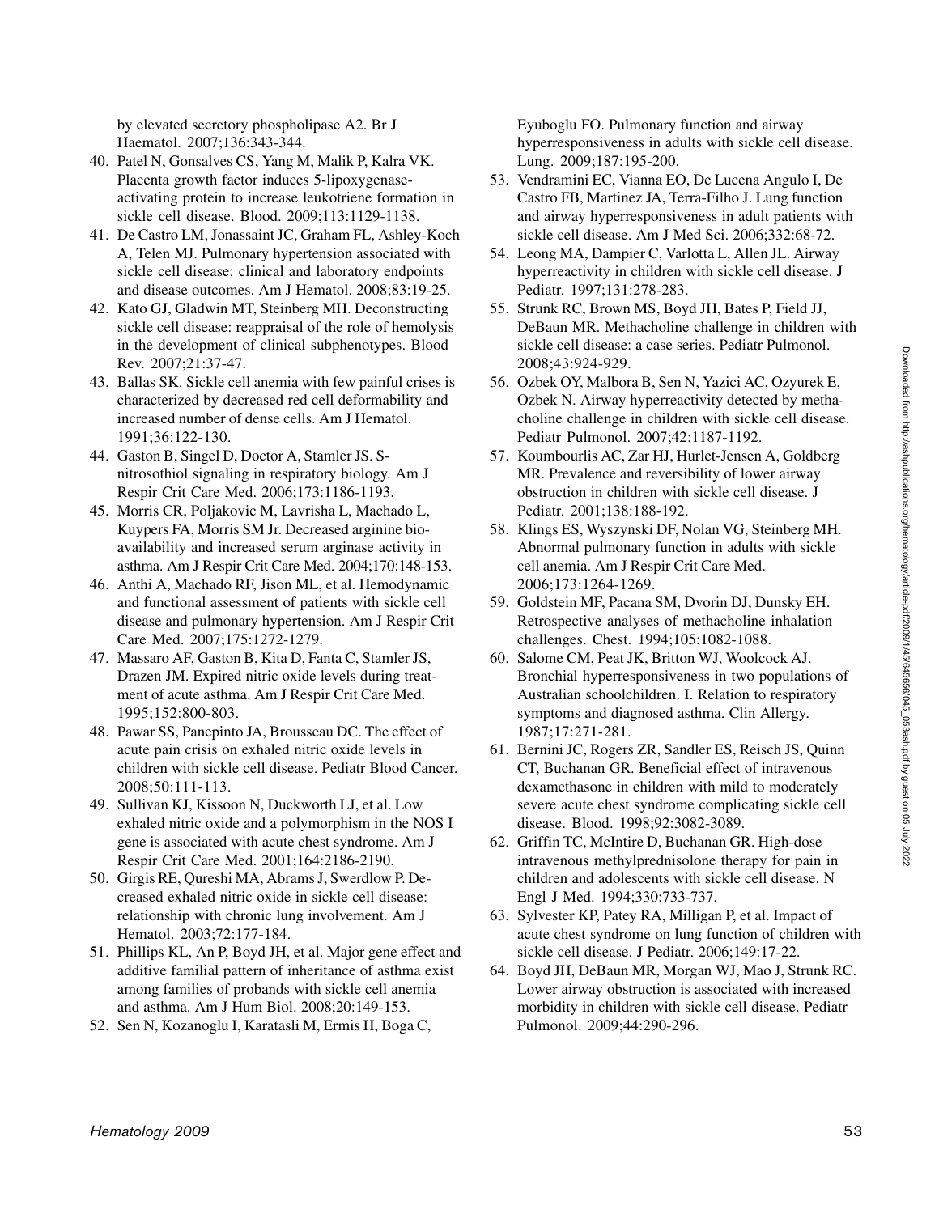by elevated secretory phospholipase A2. Br J Haematol. 2007;136:343-344.

40. Patel N, Gonsalves CS, Yang M, Malik P, Kalra VK. Placenta growth factor induces 5-lipoxygenase-activating protein to increase leukotriene formation in sickle cell disease. Blood. 2009;113:1129-1138.
41. De Castro LM, Jonassaint JC, Graham FL, Ashley-Koch A, Telen MJ. Pulmonary hypertension associated with sickle cell disease: clinical and laboratory endpoints and disease outcomes. Am J Hematol. 2008;83:19-25.
42. Kato GJ, Gladwin MT, Steinberg MH. Deconstructing sickle cell disease: reappraisal of the role of hemolysis in the development of clinical subphenotypes. Blood Rev. 2007;21:37-47.
43. Ballas SK. Sickle cell anemia with few painful crises is characterized by decreased red cell deformability and increased number of dense cells. Am J Hematol. 1991;36:122-130.
44. Gaston B, Singel D, Doctor A, Stamler JS. S-nitrosothiol signaling in respiratory biology. Am J Respir Crit Care Med. 2006;173:1186-1193.
45. Morris CR, Poljakovic M, Lavrisha L, Machado L, Kuypers FA, Morris SM Jr. Decreased arginine bioavailability and increased serum arginase activity in asthma. Am J Respir Crit Care Med. 2004;170:148-153.
46. Anthi A, Machado RF, Jison ML, et al. Hemodynamic and functional assessment of patients with sickle cell disease and pulmonary hypertension. Am J Respir Crit Care Med. 2007;175:1272-1279.
47. Massaro AF, Gaston B, Kita D, Fanta C, Stamler JS, Drazen JM. Expired nitric oxide levels during treatment of acute asthma. Am J Respir Crit Care Med. 1995;152:800-803.
48. Pawar SS, Panepinto JA, Brousseau DC. The effect of acute pain crisis on exhaled nitric oxide levels in children with sickle cell disease. Pediatr Blood Cancer. 2008;50:111-113.
49. Sullivan KJ, Kissoon N, Duckworth LJ, et al. Low exhaled nitric oxide and a polymorphism in the NOS I gene is associated with acute chest syndrome. Am J Respir Crit Care Med. 2001;164:2186-2190.
50. Girgis RE, Qureshi MA, Abrams J, Swerdlow P. Decreased exhaled nitric oxide in sickle cell disease: relationship with chronic lung involvement. Am J Hematol. 2003;72:177-184.
51. Phillips KL, An P, Boyd JH, et al. Major gene effect and additive familial pattern of inheritance of asthma exist among families of probands with sickle cell anemia and asthma. Am J Hum Biol. 2008;20:149-153.
52. Sen N, Kozanoglu I, Karatasli M, Ermis H, Boga C, Eyuboglu FO. Pulmonary function and airway hyperresponsiveness in adults with sickle cell disease. Lung. 2009;187:195-200.
53. Vendramini EC, Vianna EO, De Lucena Angulo I, De Castro FB, Martinez JA, Terra-Filho J. Lung function and airway hyperresponsiveness in adult patients with sickle cell disease. Am J Med Sci. 2006;332:68-72.
54. Leong MA, Dampier C, Varlotta L, Allen JL. Airway hyperreactivity in children with sickle cell disease. J Pediatr. 1997;131:278-283.
55. Strunk RC, Brown MS, Boyd JH, Bates P, Field JJ, DeBaun MR. Methacholine challenge in children with sickle cell disease: a case series. Pediatr Pulmonol. 2008;43:924-929.
56. Ozbek OY, Malbora B, Sen N, Yazici AC, Ozyurek E, Ozbek N. Airway hyperreactivity detected by methacholine challenge in children with sickle cell disease. Pediatr Pulmonol. 2007;42:1187-1192.
57. Koumbourlis AC, Zar HJ, Hurlet-Jensen A, Goldberg MR. Prevalence and reversibility of lower airway obstruction in children with sickle cell disease. J Pediatr. 2001;138:188-192.
58. Klings ES, Wyszynski DF, Nolan VG, Steinberg MH. Abnormal pulmonary function in adults with sickle cell anemia. Am J Respir Crit Care Med. 2006;173:1264-1269.
59. Goldstein MF, Pacana SM, Dvorin DJ, Dunsky EH. Retrospective analyses of methacholine inhalation challenges. Chest. 1994;105:1082-1088.
60. Salome CM, Peat JK, Britton WJ, Woolcock AJ. Bronchial hyperresponsiveness in two populations of Australian schoolchildren. I. Relation to respiratory symptoms and diagnosed asthma. Clin Allergy. 1987;17:271-281.
61. Bernini JC, Rogers ZR, Sandler ES, Reisch JS, Quinn CT, Buchanan GR. Beneficial effect of intravenous dexamethasone in children with mild to moderately severe acute chest syndrome complicating sickle cell disease. Blood. 1998;92:3082-3089.
62. Griffin TC, McIntire D, Buchanan GR. High-dose intravenous methylprednisolone therapy for pain in children and adolescents with sickle cell disease. N Engl J Med. 1994;330:733-737.
63. Sylvester KP, Patey RA, Milligan P, et al. Impact of acute chest syndrome on lung function of children with sickle cell disease. J Pediatr. 2006;149:17-22.
64. Boyd JH, DeBaun MR, Morgan WJ, Mao J, Strunk RC. Lower airway obstruction is associated with increased morbidity in children with sickle cell disease. Pediatr Pulmonol. 2009;44:290-296.